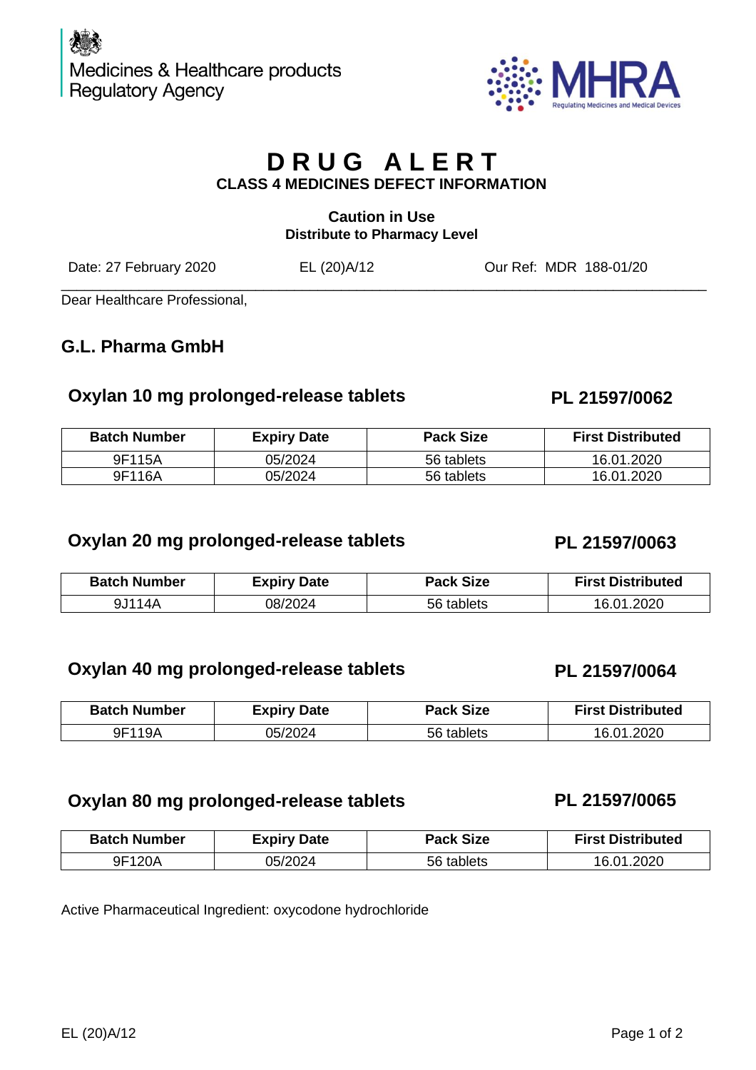Medicines & Healthcare products Regulatory Agency

MHRA
Regulating Medicines and Medical Devices

# DRUG ALERT

**CLASS 4 MEDICINES DEFECT INFORMATION**

**Caution in Use**
**Distribute to Pharmacy Level**

Date: 27 February 2020 EL (20)A/12 Our Ref: MDR 188-01/20

Dear Healthcare Professional,

## G.L. Pharma GmbH

### Oxylan 10 mg prolonged-release tablets PL 21597/0062

| Batch Number | Expiry Date | Pack Size | First Distributed |
|---|---|---|---|
| 9F115A | 05/2024 | 56 tablets | 16.01.2020 |
| 9F116A | 05/2024 | 56 tablets | 16.01.2020 |

### Oxylan 20 mg prolonged-release tablets PL 21597/0063

| Batch Number | Expiry Date | Pack Size | First Distributed |
|---|---|---|---|
| 9J114A | 08/2024 | 56 tablets | 16.01.2020 |

### Oxylan 40 mg prolonged-release tablets PL 21597/0064

| Batch Number | Expiry Date | Pack Size | First Distributed |
|---|---|---|---|
| 9F119A | 05/2024 | 56 tablets | 16.01.2020 |

### Oxylan 80 mg prolonged-release tablets PL 21597/0065

| Batch Number | Expiry Date | Pack Size | First Distributed |
|---|---|---|---|
| 9F120A | 05/2024 | 56 tablets | 16.01.2020 |

Active Pharmaceutical Ingredient: oxycodone hydrochloride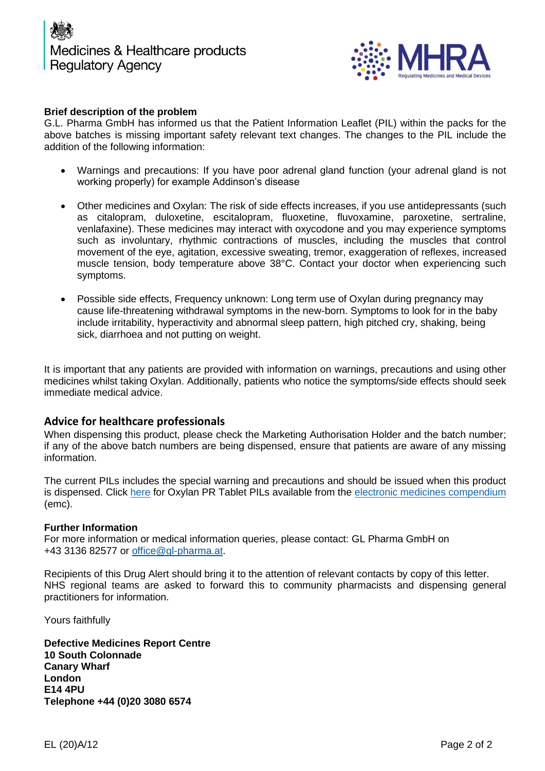**Brief description of the problem**

G.L. Pharma GmbH has informed us that the Patient Information Leaflet (PIL) within the packs for the above batches is missing important safety relevant text changes. The changes to the PIL include the addition of the following information:

- Warnings and precautions: If you have poor adrenal gland function (your adrenal gland is not working properly) for example Addinson's disease
- Other medicines and Oxylan: The risk of side effects increases, if you use antidepressants (such as citalopram, duloxetine, escitalopram, fluoxetine, fluvoxamine, paroxetine, sertraline, venlafaxine). These medicines may interact with oxycodone and you may experience symptoms such as involuntary, rhythmic contractions of muscles, including the muscles that control movement of the eye, agitation, excessive sweating, tremor, exaggeration of reflexes, increased muscle tension, body temperature above 38°C. Contact your doctor when experiencing such symptoms.
- Possible side effects, Frequency unknown: Long term use of Oxylan during pregnancy may cause life-threatening withdrawal symptoms in the new-born. Symptoms to look for in the baby include irritability, hyperactivity and abnormal sleep pattern, high pitched cry, shaking, being sick, diarrhoea and not putting on weight.

It is important that any patients are provided with information on warnings, precautions and using other medicines whilst taking Oxylan. Additionally, patients who notice the symptoms/side effects should seek immediate medical advice.

## Advice for healthcare professionals

When dispensing this product, please check the Marketing Authorisation Holder and the batch number; if any of the above batch numbers are being dispensed, ensure that patients are aware of any missing information.

The current PILs includes the special warning and precautions and should be issued when this product is dispensed. Click here for Oxylan PR Tablet PILs available from the electronic medicines compendium (emc).

**Further Information**

For more information or medical information queries, please contact: GL Pharma GmbH on +43 3136 82577 or office@gl-pharma.at.

Recipients of this Drug Alert should bring it to the attention of relevant contacts by copy of this letter. NHS regional teams are asked to forward this to community pharmacists and dispensing general practitioners for information.

Yours faithfully

**Defective Medicines Report Centre**
**10 South Colonnade**
**Canary Wharf**
**London**
**E14 4PU**
**Telephone +44 (0)20 3080 6574**

EL (20)A/12